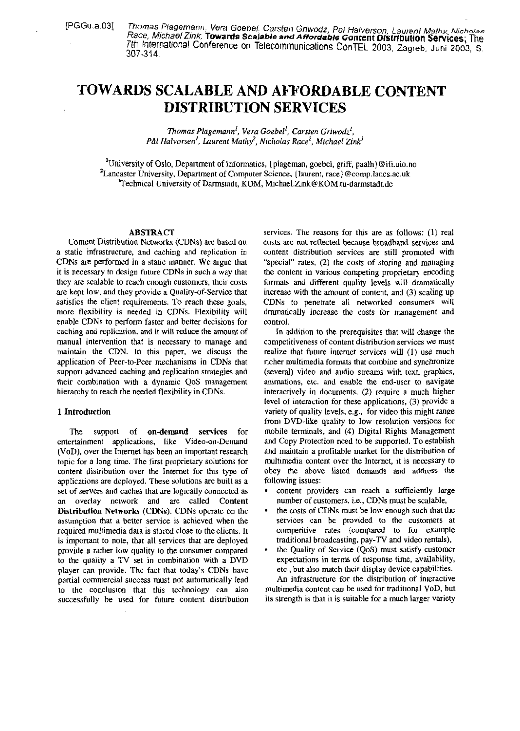[PGGu.a.03] Thomas Plagemann, Vera Goebel, Carsten Griwodz, Pal Halverson, Laurent Mathy, Nicholas Race, Michael Zink; **Towards Scalable and Affordable Content Distribution Services**; The 7th International Conference on Telecommunications ConTEL 2003, Zagreb, Juni 2003, S. 307-314.

# TOWARDS SCALABLE AND AFFORDABLE CONTENT DISTRIBUTION SERVICES

*Thomas Plagemann[1], Vera Goebel[1], Carsten Griwodz[1], Pål Halvorsen[1], Laurent Mathy[2], Nicholas Race[2], Michael Zink[3]*

[1]University of Oslo, Department of Informatics, {plageman, goebel, griff, paalh}@ifi.uio.no
[2]Lancaster University, Department of Computer Science, {laurent, race}@comp.lancs.ac.uk
[3]Technical University of Darmstadt, KOM, Michael.Zink@KOM.tu-darmstadt.de

## ABSTRACT

Content Distribution Networks (CDNs) are based on a static infrastructure, and caching and replication in CDNs are performed in a static manner. We argue that it is necessary to design future CDNs in such a way that they are scalable to reach enough customers, their costs are kept low, and they provide a Quality-of-Service that satisfies the client requirements. To reach these goals, more flexibility is needed in CDNs. Flexibility will enable CDNs to perform faster and better decisions for caching and replication, and it will reduce the amount of manual intervention that is necessary to manage and maintain the CDN. In this paper, we discuss the application of Peer-to-Peer mechanisms in CDNs that support advanced caching and replication strategies and their combination with a dynamic QoS management hierarchy to reach the needed flexibility in CDNs.

## 1 Introduction

The support of **on-demand services** for entertainment applications, like Video-on-Demand (VoD), over the Internet has been an important research topic for a long time. The first proprietary solutions for content distribution over the Internet for this type of applications are deployed. These solutions are built as a set of servers and caches that are logically connected as an overlay network and are called **Content Distribution Networks** (CDNs). CDNs operate on the assumption that a better service is achieved when the required multimedia data is stored close to the clients. It is important to note, that all services that are deployed provide a rather low quality to the consumer compared to the quality a TV set in combination with a DVD player can provide. The fact that today's CDNs have partial commercial success must not automatically lead to the conclusion that this technology can also successfully be used for future content distribution services. The reasons for this are as follows: (1) real costs are not reflected because broadband services and content distribution services are still promoted with "special" rates, (2) the costs of storing and managing the content in various competing proprietary encoding formats and different quality levels will dramatically increase with the amount of content, and (3) scaling up CDNs to penetrate all networked consumers will dramatically increase the costs for management and control.

In addition to the prerequisites that will change the competitiveness of content distribution services we must realize that future internet services will (1) use much richer multimedia formats that combine and synchronize (several) video and audio streams with text, graphics, animations, etc. and enable the end-user to navigate interactively in documents, (2) require a much higher level of interaction for these applications, (3) provide a variety of quality levels, e.g., for video this might range from DVD-like quality to low resolution versions for mobile terminals, and (4) Digital Rights Management and Copy Protection need to be supported. To establish and maintain a profitable market for the distribution of multimedia content over the Internet, it is necessary to obey the above listed demands and address the following issues:

- content providers can reach a sufficiently large number of customers, i.e., CDNs must be scalable,
- the costs of CDNs must be low enough such that the services can be provided to the customers at competitive rates (compared to for example traditional broadcasting, pay-TV and video rentals),
- the Quality of Service (QoS) must satisfy customer expectations in terms of response time, availability, etc., but also match their display device capabilities.

An infrastructure for the distribution of interactive multimedia content can be used for traditional VoD, but its strength is that it is suitable for a much larger variety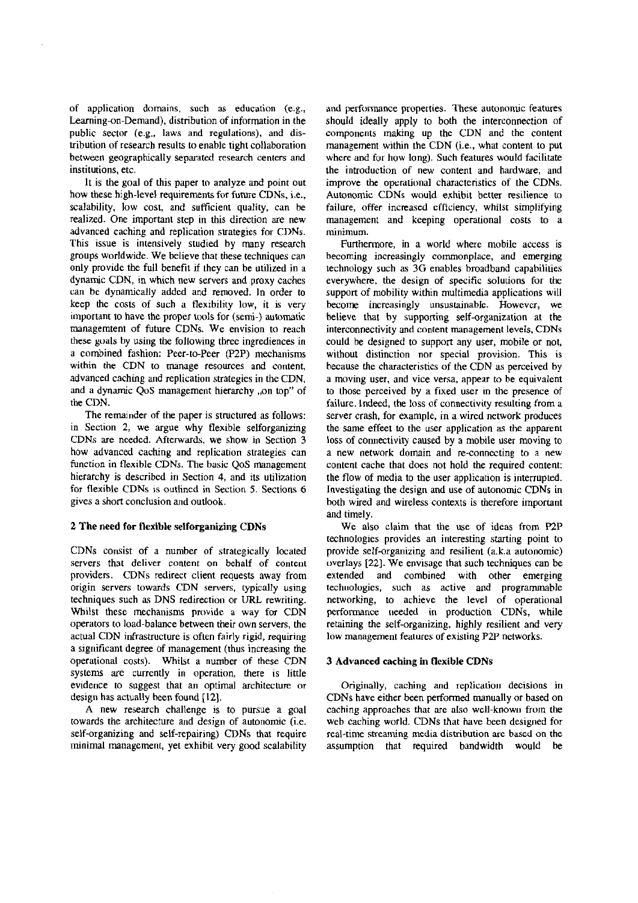of application domains, such as education (e.g., Learning-on-Demand), distribution of information in the public sector (e.g., laws and regulations), and distribution of research results to enable tight collaboration between geographically separated research centers and institutions, etc.

It is the goal of this paper to analyze and point out how these high-level requirements for future CDNs, i.e., scalability, low cost, and sufficient quality, can be realized. One important step in this direction are new advanced caching and replication strategies for CDNs. This issue is intensively studied by many research groups worldwide. We believe that these techniques can only provide the full benefit if they can be utilized in a dynamic CDN, in which new servers and proxy caches can be dynamically added and removed. In order to keep the costs of such a flexibility low, it is very important to have the proper tools for (semi-) automatic managemtent of future CDNs. We envision to reach these goals by using the following three ingrediences in a combined fashion: Peer-to-Peer (P2P) mechanisms within the CDN to manage resources and content, advanced caching and replication strategies in the CDN, and a dynamic QoS management hierarchy „on top" of the CDN.

The remainder of the paper is structured as follows: in Section 2, we argue why flexible selforganizing CDNs are needed. Afterwards, we show in Section 3 how advanced caching and replication strategies can function in flexible CDNs. The basic QoS management hierarchy is described in Section 4, and its utilization for flexible CDNs is outlined in Section 5. Sections 6 gives a short conclusion and outlook.

## 2 The need for flexible selforganizing CDNs

CDNs consist of a number of strategically located servers that deliver content on behalf of content providers. CDNs redirect client requests away from origin servers towards CDN servers, typically using techniques such as DNS redirection or URL rewriting. Whilst these mechanisms provide a way for CDN operators to load-balance between their own servers, the actual CDN infrastructure is often fairly rigid, requiring a significant degree of management (thus increasing the operational costs). Whilst a number of these CDN systems are currently in operation, there is little evidence to suggest that an optimal architecture or design has actually been found [12].

A new research challenge is to pursue a goal towards the architecture and design of autonomic (i.e. self-organizing and self-repairing) CDNs that require minimal management, yet exhibit very good scalability and performance properties. These autonomic features should ideally apply to both the interconnection of components making up the CDN and the content management within the CDN (i.e., what content to put where and for how long). Such features would facilitate the introduction of new content and hardware, and improve the operational characteristics of the CDNs. Autonomic CDNs would exhibit better resilience to failure, offer increased efficiency, whilst simplifying management and keeping operational costs to a minimum.

Furthermore, in a world where mobile access is becoming increasingly commonplace, and emerging technology such as 3G enables broadband capabilities everywhere, the design of specific solutions for the support of mobility within multimedia applications will become increasingly unsustainable. However, we believe that by supporting self-organization at the interconnectivity and content management levels, CDNs could be designed to support any user, mobile or not, without distinction nor special provision. This is because the characteristics of the CDN as perceived by a moving user, and vice versa, appear to be equivalent to those perceived by a fixed user in the presence of failure. Indeed, the loss of connectivity resulting from a server crash, for example, in a wired network produces the same effect to the user application as the apparent loss of connectivity caused by a mobile user moving to a new network domain and re-connecting to a new content cache that does not hold the required content: the flow of media to the user application is interrupted. Investigating the design and use of autonomic CDNs in both wired and wireless contexts is therefore important and timely.

We also claim that the use of ideas from P2P technologies provides an interesting starting point to provide self-organizing and resilient (a.k.a autonomic) overlays [22]. We envisage that such techniques can be extended and combined with other emerging technologies, such as active and programmable networking, to achieve the level of operational performance needed in production CDNs, while retaining the self-organizing, highly resilient and very low management features of existing P2P networks.

## 3 Advanced caching in flexible CDNs

Originally, caching and replication decisions in CDNs have either been performed manually or based on caching approaches that are also well-known from the web caching world. CDNs that have been designed for real-time streaming media distribution are based on the assumption that required bandwidth would be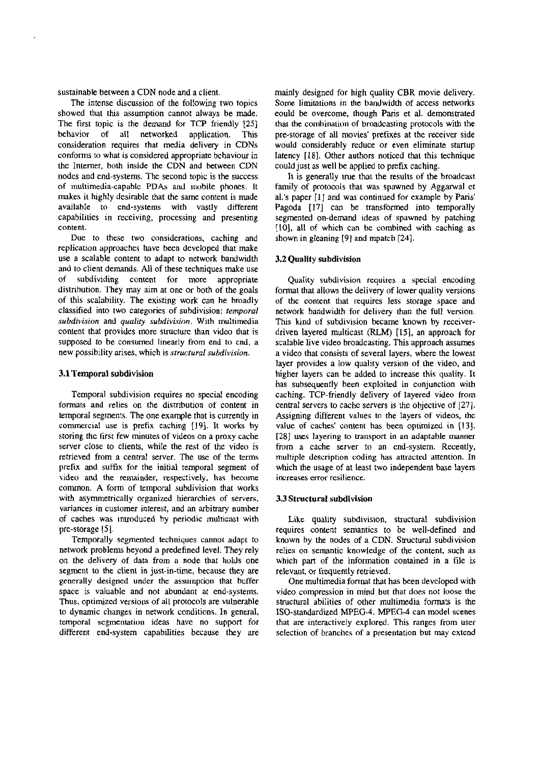sustainable between a CDN node and a client.

The intense discussion of the following two topics showed that this assumption cannot always be made. The first topic is the demand for TCP friendly [25] behavior of all networked application. This consideration requires that media delivery in CDNs conforms to what is considered appropriate behaviour in the Internet, both inside the CDN and between CDN nodes and end-systems. The second topic is the success of multimedia-capable PDAs and mobile phones. It makes it highly desirable that the same content is made available to end-systems with vastly different capabilities in receiving, processing and presenting content.

Due to these two considerations, caching and replication approaches have been developed that make use a scalable content to adapt to network bandwidth and to client demands. All of these techniques make use of subdividing content for more appropriate distribution. They may aim at one or both of the goals of this scalability. The existing work can be broadly classified into two categories of subdivision: *temporal subdivision* and *quality subdivision*. With multimedia content that provides more structure than video that is supposed to be consumed linearly from end to end, a new possibility arises, which is *structural subdivision*.

### 3.1 Temporal subdivision

Temporal subdivision requires no special encoding formats and relies on the distribution of content in temporal segments. The one example that is currently in commercial use is prefix caching [19]. It works by storing the first few minutes of videos on a proxy cache server close to clients, while the rest of the video is retrieved from a central server. The use of the terms prefix and suffix for the initial temporal segment of video and the remainder, respectively, has become common. A form of temporal subdivision that works with asymmetrically organized hierarchies of servers, variances in customer interest, and an arbitrary number of caches was introduced by periodic multicast with pre-storage [5].

Temporally segmented techniques cannot adapt to network problems beyond a predefined level. They rely on the delivery of data from a node that holds one segment to the client in just-in-time, because they are generally designed under the assumption that buffer space is valuable and not abundant at end-systems. Thus, optimized versions of all protocols are vulnerable to dynamic changes in network conditions. In general, temporal segmentation ideas have no support for different end-system capabilities because they are mainly designed for high quality CBR movie delivery. Some limitations in the bandwidth of access networks could be overcome, though Paris et al. demonstrated that the combination of broadcasting protocols with the pre-storage of all movies' prefixes at the receiver side would considerably reduce or even eliminate startup latency [18]. Other authors noticed that this technique could just as well be applied to prefix caching.

It is generally true that the results of the broadcast family of protocols that was spawned by Aggarwal et al.'s paper [1] and was continued for example by Paris' Pagoda [17] can be transformed into temporally segmented on-demand ideas of spawned by patching [10], all of which can be combined with caching as shown in gleaning [9] and mpatch [24].

### 3.2 Quality subdivision

Quality subdivision requires a special encoding format that allows the delivery of lower quality versions of the content that requires less storage space and network bandwidth for delivery than the full version. This kind of subdivision became known by receiver-driven layered multicast (RLM) [15], an approach for scalable live video broadcasting. This approach assumes a video that consists of several layers, where the lowest layer provides a low quality version of the video, and higher layers can be added to increase this quality. It has subsequently been exploited in conjunction with caching. TCP-friendly delivery of layered video from central servers to cache servers is the objective of [27]. Assigning different values to the layers of videos, the value of caches' content has been optimized in [13]. [28] uses layering to transport in an adaptable manner from a cache server to an end-system. Recently, multiple description coding has attracted attention. In which the usage of at least two independent base layers increases error resilience.

### 3.3 Structural subdivision

Like quality subdivision, structural subdivision requires content semantics to be well-defined and known by the nodes of a CDN. Structural subdivision relies on semantic knowledge of the content, such as which part of the information contained in a file is relevant, or frequently retrieved.

One multimedia format that has been developed with video compression in mind but that does not loose the structural abilities of other multimedia formats is the ISO-standardized MPEG-4. MPEG-4 can model scenes that are interactively explored. This ranges from user selection of branches of a presentation but may extend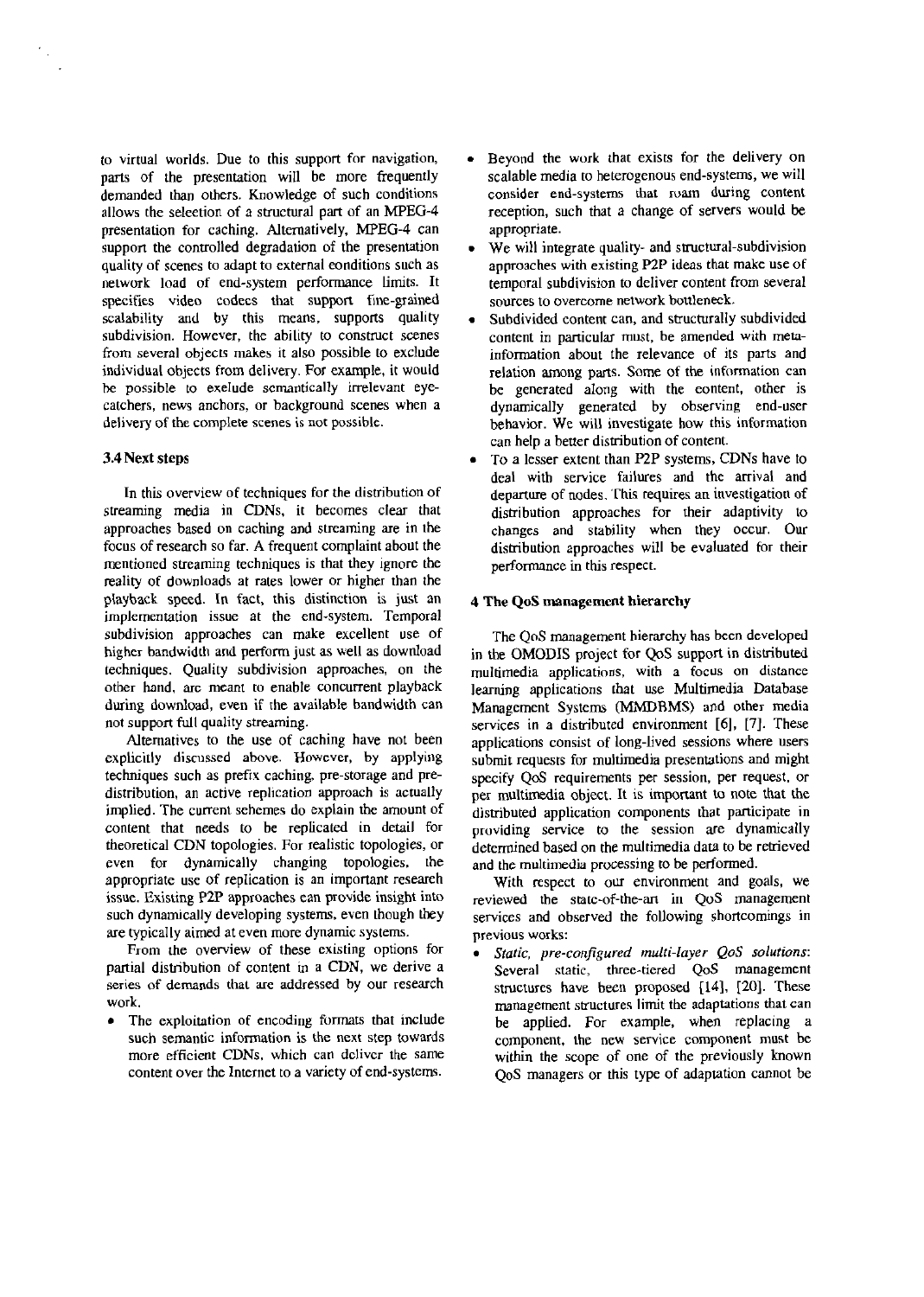to virtual worlds. Due to this support for navigation, parts of the presentation will be more frequently demanded than others. Knowledge of such conditions allows the selection of a structural part of an MPEG-4 presentation for caching. Alternatively, MPEG-4 can support the controlled degradation of the presentation quality of scenes to adapt to external conditions such as network load of end-system performance limits. It specifies video codecs that support fine-grained scalability and by this means, supports quality subdivision. However, the ability to construct scenes from several objects makes it also possible to exclude individual objects from delivery. For example, it would be possible to exclude semantically irrelevant eye-catchers, news anchors, or background scenes when a delivery of the complete scenes is not possible.

### 3.4 Next steps

In this overview of techniques for the distribution of streaming media in CDNs, it becomes clear that approaches based on caching and streaming are in the focus of research so far. A frequent complaint about the mentioned streaming techniques is that they ignore the reality of downloads at rates lower or higher than the playback speed. In fact, this distinction is just an implementation issue at the end-system. Temporal subdivision approaches can make excellent use of higher bandwidth and perform just as well as download techniques. Quality subdivision approaches, on the other hand, are meant to enable concurrent playback during download, even if the available bandwidth can not support full quality streaming.

Alternatives to the use of caching have not been explicitly discussed above. However, by applying techniques such as prefix caching, pre-storage and pre-distribution, an active replication approach is actually implied. The current schemes do explain the amount of content that needs to be replicated in detail for theoretical CDN topologies. For realistic topologies, or even for dynamically changing topologies, the appropriate use of replication is an important research issue. Existing P2P approaches can provide insight into such dynamically developing systems, even though they are typically aimed at even more dynamic systems.

From the overview of these existing options for partial distribution of content in a CDN, we derive a series of demands that are addressed by our research work.

- The exploitation of encoding formats that include such semantic information is the next step towards more efficient CDNs, which can deliver the same content over the Internet to a variety of end-systems.
- Beyond the work that exists for the delivery on scalable media to heterogenous end-systems, we will consider end-systems that roam during content reception, such that a change of servers would be appropriate.
- We will integrate quality- and structural-subdivision approaches with existing P2P ideas that make use of temporal subdivision to deliver content from several sources to overcome network bottleneck.
- Subdivided content can, and structurally subdivided content in particular must, be amended with meta-information about the relevance of its parts and relation among parts. Some of the information can be generated along with the content, other is dynamically generated by observing end-user behavior. We will investigate how this information can help a better distribution of content.
- To a lesser extent than P2P systems, CDNs have to deal with service failures and the arrival and departure of nodes. This requires an investigation of distribution approaches for their adaptivity to changes and stability when they occur. Our distribution approaches will be evaluated for their performance in this respect.

## 4 The QoS management hierarchy

The QoS management hierarchy has been developed in the OMODIS project for QoS support in distributed multimedia applications, with a focus on distance learning applications that use Multimedia Database Management Systems (MMDBMS) and other media services in a distributed environment [6], [7]. These applications consist of long-lived sessions where users submit requests for multimedia presentations and might specify QoS requirements per session, per request, or per multimedia object. It is important to note that the distributed application components that participate in providing service to the session are dynamically determined based on the multimedia data to be retrieved and the multimedia processing to be performed.

With respect to our environment and goals, we reviewed the state-of-the-art in QoS management services and observed the following shortcomings in previous works:

- *Static, pre-configured multi-layer QoS solutions*: Several static, three-tiered QoS management structures have been proposed [14], [20]. These management structures limit the adaptations that can be applied. For example, when replacing a component, the new service component must be within the scope of one of the previously known QoS managers or this type of adaptation cannot be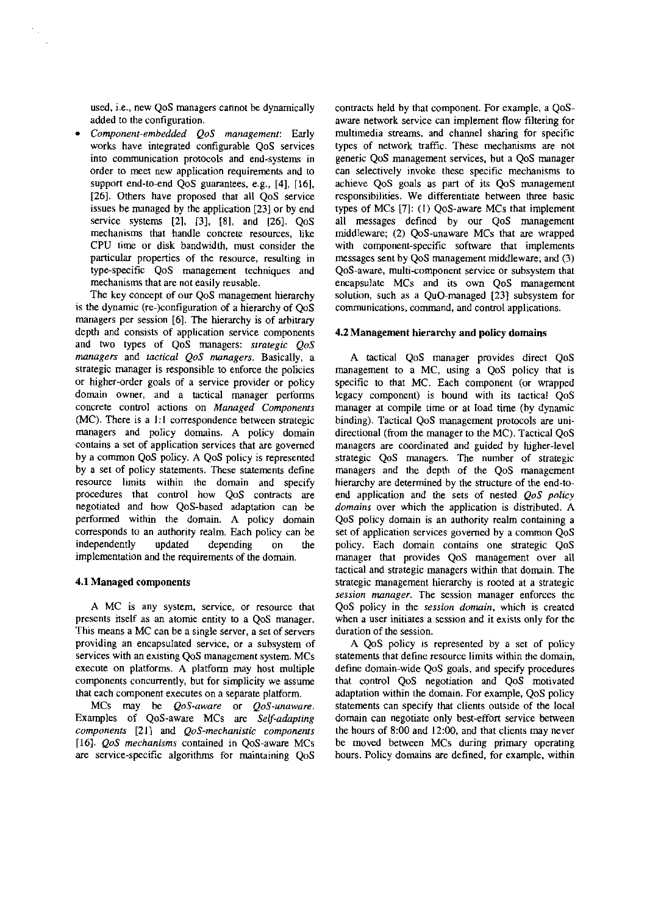used, i.e., new QoS managers cannot be dynamically added to the configuration.

- *Component-embedded QoS management*: Early works have integrated configurable QoS services into communication protocols and end-systems in order to meet new application requirements and to support end-to-end QoS guarantees, e.g., [4], [16], [26]. Others have proposed that all QoS service issues be managed by the application [23] or by end service systems [2], [3], [8], and [26]. QoS mechanisms that handle concrete resources, like CPU time or disk bandwidth, must consider the particular properties of the resource, resulting in type-specific QoS management techniques and mechanisms that are not easily reusable.

The key concept of our QoS management hierarchy is the dynamic (re-)configuration of a hierarchy of QoS managers per session [6]. The hierarchy is of arbitrary depth and consists of application service components and two types of QoS managers: *strategic QoS managers* and *tactical QoS managers*. Basically, a strategic manager is responsible to enforce the policies or higher-order goals of a service provider or policy domain owner, and a tactical manager performs concrete control actions on *Managed Components* (MC). There is a 1:1 correspondence between strategic managers and policy domains. A policy domain contains a set of application services that are governed by a common QoS policy. A QoS policy is represented by a set of policy statements. These statements define resource limits within the domain and specify procedures that control how QoS contracts are negotiated and how QoS-based adaptation can be performed within the domain. A policy domain corresponds to an authority realm. Each policy can be independently updated depending on the implementation and the requirements of the domain.

### 4.1 Managed components

A MC is any system, service, or resource that presents itself as an atomic entity to a QoS manager. This means a MC can be a single server, a set of servers providing an encapsulated service, or a subsystem of services with an existing QoS management system. MCs execute on platforms. A platform may host multiple components concurrently, but for simplicity we assume that each component executes on a separate platform.

MCs may be *QoS-aware* or *QoS-unaware*. Examples of QoS-aware MCs are *Self-adapting components* [21] and *QoS-mechanistic components* [16]. *QoS mechanisms* contained in QoS-aware MCs are service-specific algorithms for maintaining QoS contracts held by that component. For example, a QoS-aware network service can implement flow filtering for multimedia streams, and channel sharing for specific types of network traffic. These mechanisms are not generic QoS management services, but a QoS manager can selectively invoke these specific mechanisms to achieve QoS goals as part of its QoS management responsibilities. We differentiate between three basic types of MCs [7]: (1) QoS-aware MCs that implement all messages defined by our QoS management middleware; (2) QoS-unaware MCs that are wrapped with component-specific software that implements messages sent by QoS management middleware; and (3) QoS-aware, multi-component service or subsystem that encapsulate MCs and its own QoS management solution, such as a QuO-managed [23] subsystem for communications, command, and control applications.

### 4.2 Management hierarchy and policy domains

A tactical QoS manager provides direct QoS management to a MC, using a QoS policy that is specific to that MC. Each component (or wrapped legacy component) is bound with its tactical QoS manager at compile time or at load time (by dynamic binding). Tactical QoS management protocols are uni-directional (from the manager to the MC). Tactical QoS managers are coordinated and guided by higher-level strategic QoS managers. The number of strategic managers and the depth of the QoS management hierarchy are determined by the structure of the end-to-end application and the sets of nested *QoS policy domains* over which the application is distributed. A QoS policy domain is an authority realm containing a set of application services governed by a common QoS policy. Each domain contains one strategic QoS manager that provides QoS management over all tactical and strategic managers within that domain. The strategic management hierarchy is rooted at a strategic *session manager*. The session manager enforces the QoS policy in the *session domain*, which is created when a user initiates a session and it exists only for the duration of the session.

A QoS policy is represented by a set of policy statements that define resource limits within the domain, define domain-wide QoS goals, and specify procedures that control QoS negotiation and QoS motivated adaptation within the domain. For example, QoS policy statements can specify that clients outside of the local domain can negotiate only best-effort service between the hours of 8:00 and 12:00, and that clients may never be moved between MCs during primary operating hours. Policy domains are defined, for example, within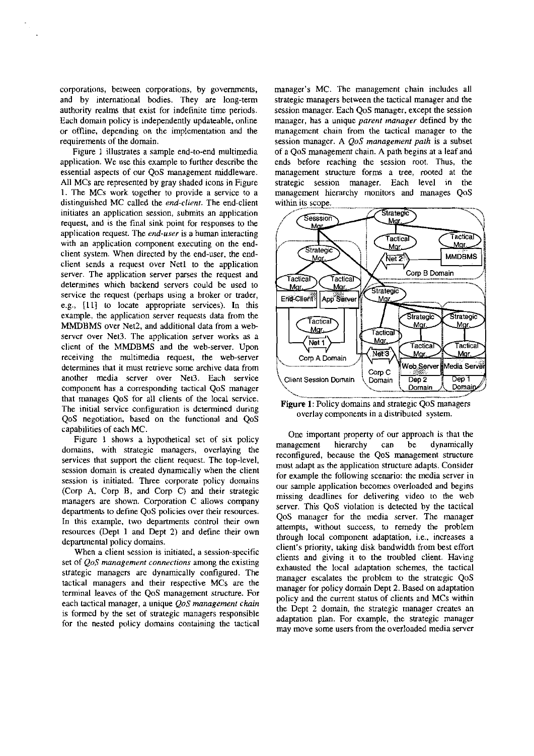corporations, between corporations, by governments, and by international bodies. They are long-term authority realms that exist for indefinite time periods. Each domain policy is independently updateable, online or offline, depending on the implementation and the requirements of the domain.

Figure 1 illustrates a sample end-to-end multimedia application. We use this example to further describe the essential aspects of our QoS management middleware. All MCs are represented by gray shaded icons in Figure 1. The MCs work together to provide a service to a distinguished MC called the *end-client*. The end-client initiates an application session, submits an application request, and is the final sink point for responses to the application request. The *end-user* is a human interacting with an application component executing on the end-client system. When directed by the end-user, the end-client sends a request over Net1 to the application server. The application server parses the request and determines which backend servers could be used to service the request (perhaps using a broker or trader, e.g., [11] to locate appropriate services). In this example, the application server requests data from the MMDBMS over Net2, and additional data from a web-server over Net3. The application server works as a client of the MMDBMS and the web-server. Upon receiving the multimedia request, the web-server determines that it must retrieve some archive data from another media server over Net3. Each service component has a corresponding tactical QoS manager that manages QoS for all clients of the local service. The initial service configuration is determined during QoS negotiation, based on the functional and QoS capabilities of each MC.

Figure 1 shows a hypothetical set of six policy domains, with strategic managers, overlaying the services that support the client request. The top-level, session domain is created dynamically when the client session is initiated. Three corporate policy domains (Corp A, Corp B, and Corp C) and their strategic managers are shown. Corporation C allows company departments to define QoS policies over their resources. In this example, two departments control their own resources (Dept 1 and Dept 2) and define their own departmental policy domains.

When a client session is initiated, a session-specific set of *QoS management connections* among the existing strategic managers are dynamically configured. The tactical managers and their respective MCs are the terminal leaves of the QoS management structure. For each tactical manager, a unique *QoS management chain* is formed by the set of strategic managers responsible for the nested policy domains containing the tactical manager's MC. The management chain includes all strategic managers between the tactical manager and the session manager. Each QoS manager, except the session manager, has a unique *parent manager* defined by the management chain from the tactical manager to the session manager. A *QoS management path* is a subset of a QoS management chain. A path begins at a leaf and ends before reaching the session root. Thus, the management structure forms a tree, rooted at the strategic session manager. Each level in the management hierarchy monitors and manages QoS within its scope.

Sesssion Mgr.
Strategic Mgr.
Tactical Mgr.
Tactical Mgr.
MMDBMS
Net 2
Corp B Domain
Strategic Mgr.
Tactical Mgr.
Tactical Mgr.
End-Client
App Server
Strategic Mgr.
Strategic Mgr.
Strategic Mgr.
Tactical Mgr.
Net 1
Tactical Mgr.
Tactical Mgr.
Tactical Mgr.
Corp A Domain
Net 3
Web Server
Media Server
Client Session Domain
Corp C Domain
Dep 2 Domain
Dep 1 Domain

**Figure 1**: Policy domains and strategic QoS managers overlay components in a distributed system.

One important property of our approach is that the management hierarchy can be dynamically reconfigured, because the QoS management structure must adapt as the application structure adapts. Consider for example the following scenario: the media server in our sample application becomes overloaded and begins missing deadlines for delivering video to the web server. This QoS violation is detected by the tactical QoS manager for the media server. The manager attempts, without success, to remedy the problem through local component adaptation, i.e., increases a client's priority, taking disk bandwidth from best effort clients and giving it to the troubled client. Having exhausted the local adaptation schemes, the tactical manager escalates the problem to the strategic QoS manager for policy domain Dept 2. Based on adaptation policy and the current status of clients and MCs within the Dept 2 domain, the strategic manager creates an adaptation plan. For example, the strategic manager may move some users from the overloaded media server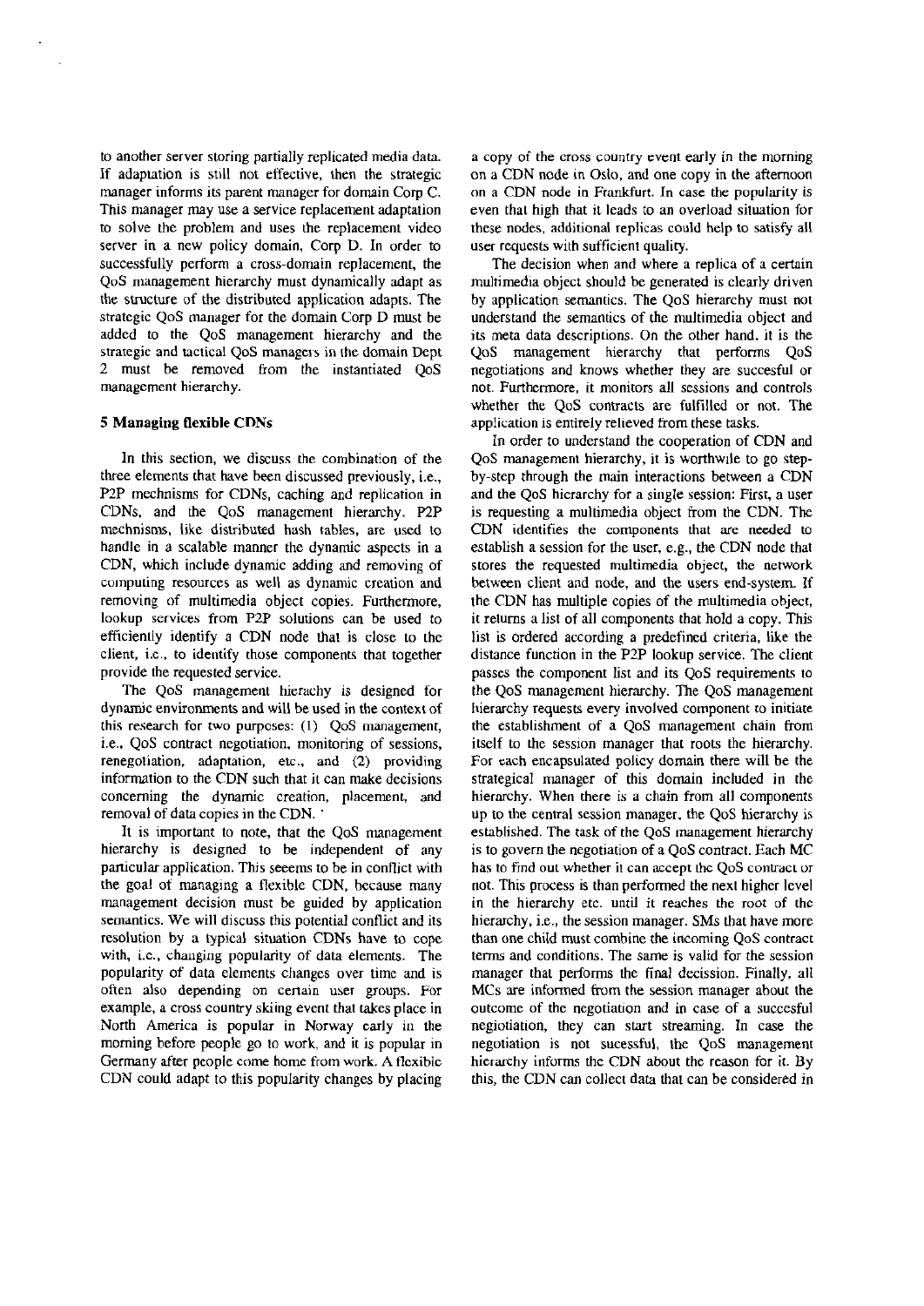to another server storing partially replicated media data. If adaptation is still not effective, then the strategic manager informs its parent manager for domain Corp C. This manager may use a service replacement adaptation to solve the problem and uses the replacement video server in a new policy domain, Corp D. In order to successfully perform a cross-domain replacement, the QoS management hierarchy must dynamically adapt as the structure of the distributed application adapts. The strategic QoS manager for the domain Corp D must be added to the QoS management hierarchy and the strategic and tactical QoS managers in the domain Dept 2 must be removed from the instantiated QoS management hierarchy.

## 5 Managing flexible CDNs

In this section, we discuss the combination of the three elements that have been discussed previously, i.e., P2P mechanisms for CDNs, caching and replication in CDNs, and the QoS management hierarchy. P2P mechnisms, like distributed hash tables, are used to handle in a scalable manner the dynamic aspects in a CDN, which include dynamic adding and removing of computing resources as well as dynamic creation and removing of multimedia object copies. Furthermore, lookup services from P2P solutions can be used to efficiently identify a CDN node that is close to the client, i.e., to identify those components that together provide the requested service.

The QoS management hierachy is designed for dynamic environments and will be used in the context of this research for two purposes: (1) QoS management, i.e., QoS contract negotiation, monitoring of sessions, renegotiation, adaptation, etc., and (2) providing information to the CDN such that it can make decisions concerning the dynamic creation, placement, and removal of data copies in the CDN.

It is important to note, that the QoS management hierarchy is designed to be independent of any particular application. This seeems to be in conflict with the goal of managing a flexible CDN, because many management decision must be guided by application semantics. We will discuss this potential conflict and its resolution by a typical situation CDNs have to cope with, i.e., changing popularity of data elements. The popularity of data elements changes over time and is often also depending on certain user groups. For example, a cross country skiing event that takes place in North America is popular in Norway early in the morning before people go to work, and it is popular in Germany after people come home from work. A flexible CDN could adapt to this popularity changes by placing a copy of the cross country event early in the morning on a CDN node in Oslo, and one copy in the afternoon on a CDN node in Frankfurt. In case the popularity is even that high that it leads to an overload situation for these nodes, additional replicas could help to satisfy all user requests with sufficient quality.

The decision when and where a replica of a certain multimedia object should be generated is clearly driven by application semantics. The QoS hierarchy must not understand the semantics of the multimedia object and its meta data descriptions. On the other hand, it is the QoS management hierarchy that performs QoS negotiations and knows whether they are succesful or not. Furthermore, it monitors all sessions and controls whether the QoS contracts are fulfilled or not. The application is entirely relieved from these tasks.

In order to understand the cooperation of CDN and QoS management hierarchy, it is worthwile to go step-by-step through the main interactions between a CDN and the QoS hierarchy for a single session: First, a user is requesting a multimedia object from the CDN. The CDN identifies the components that are needed to establish a session for the user, e.g., the CDN node that stores the requested multimedia object, the network between client and node, and the users end-system. If the CDN has multiple copies of the multimedia object, it returns a list of all components that hold a copy. This list is ordered according a predefined criteria, like the distance function in the P2P lookup service. The client passes the component list and its QoS requirements to the QoS management hierarchy. The QoS management hierarchy requests every involved component to initiate the establishment of a QoS management chain from itself to the session manager that roots the hierarchy. For each encapsulated policy domain there will be the strategical manager of this domain included in the hierarchy. When there is a chain from all components up to the central session manager, the QoS hierarchy is established. The task of the QoS management hierarchy is to govern the negotiation of a QoS contract. Each MC has to find out whether it can accept the QoS contract or not. This process is than performed the next higher level in the hierarchy etc. until it reaches the root of the hierarchy, i.e., the session manager. SMs that have more than one child must combine the incoming QoS contract terms and conditions. The same is valid for the session manager that performs the final decission. Finally, all MCs are informed from the session manager about the outcome of the negotiation and in case of a succesful negiotiation, they can start streaming. In case the negotiation is not sucessful, the QoS management hierarchy informs the CDN about the reason for it. By this, the CDN can collect data that can be considered in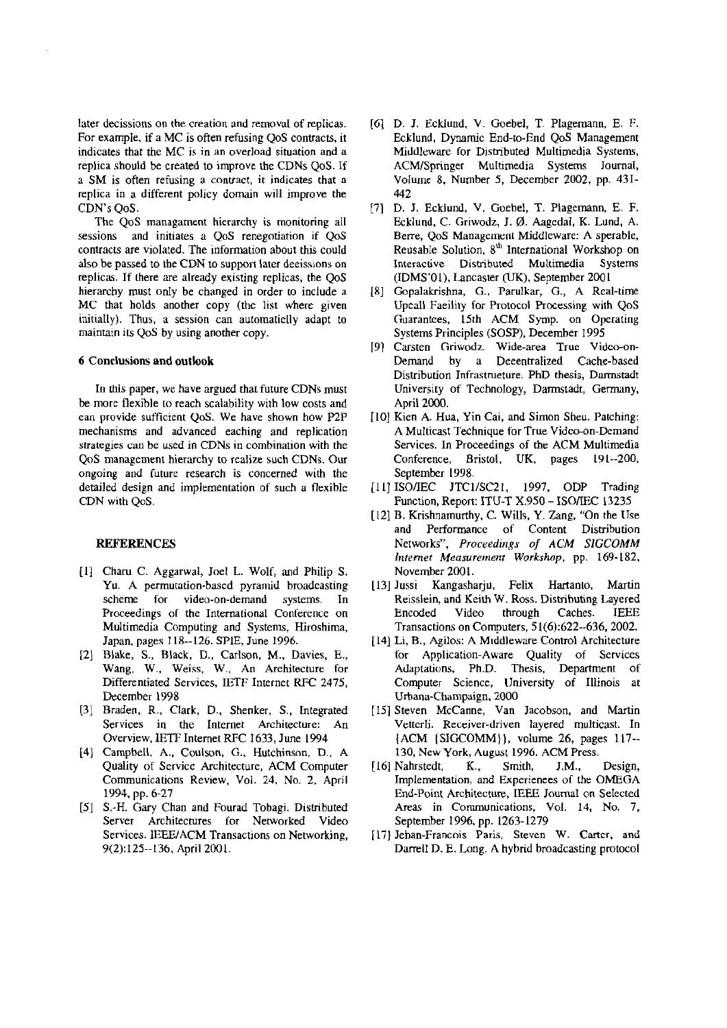later decissions on the creation and removal of replicas. For example, if a MC is often refusing QoS contracts, it indicates that the MC is in an overload situation and a replica should be created to improve the CDNs QoS. If a SM is often refusing a contract, it indicates that a replica in a different policy domain will improve the CDN's QoS.

The QoS managament hierarchy is monitoring all sessions and initiates a QoS renegotiation if QoS contracts are violated. The information about this could also be passed to the CDN to support later decissions on replicas. If there are already existing replicas, the QoS hierarchy must only be changed in order to include a MC that holds another copy (the list where given initially). Thus, a session can automaticlly adapt to maintain its QoS by using another copy.

## 6 Conclusions and outlook

In this paper, we have argued that future CDNs must be more flexible to reach scalability with low costs and can provide sufficient QoS. We have shown how P2P mechanisms and advanced caching and replication strategies can be used in CDNs in combination with the QoS management hierarchy to realize such CDNs. Our ongoing and future research is concerned with the detailed design and implementation of such a flexible CDN with QoS.

## REFERENCES

[1] Charu C. Aggarwal, Joel L. Wolf, and Philip S. Yu. A permutation-based pyramid broadcasting scheme for video-on-demand systems. In Proceedings of the International Conference on Multimedia Computing and Systems, Hiroshima, Japan, pages 118--126. SPIE, June 1996.

[2] Blake, S., Black, D., Carlson, M., Davies, E., Wang, W., Weiss, W., An Architecture for Differentiated Services, IETF Internet RFC 2475, December 1998

[3] Braden, R., Clark, D., Shenker, S., Integrated Services in the Internet Architecture: An Overview, IETF Internet RFC 1633, June 1994

[4] Campbell, A., Coulson, G., Hutchinson, D., A Quality of Service Architecture, ACM Computer Communications Review, Vol. 24, No. 2, April 1994, pp. 6-27

[5] S.-H. Gary Chan and Fourad Tobagi. Distributed Server Architectures for Networked Video Services. IEEE/ACM Transactions on Networking, 9(2):125--136, April 2001.

[6] D. J. Ecklund, V. Goebel, T. Plagemann, E. F. Ecklund, Dynamic End-to-End QoS Management Middleware for Distributed Multimedia Systems, ACM/Springer Multimedia Systems Journal, Volume 8, Number 5, December 2002, pp. 431-442

[7] D. J. Ecklund, V. Goebel, T. Plagemann, E. F. Ecklund, C. Griwodz, J. Ø. Aagedal, K. Lund, A. Berre, QoS Management Middleware: A sperable, Reusable Solution, 8th International Workshop on Interactive Distributed Multimedia Systems (IDMS'01), Lancaster (UK), September 2001

[8] Gopalakrishna, G., Parulkar, G., A Real-time Upcall Facility for Protocol Processing with QoS Guarantees, 15th ACM Symp. on Operating Systems Principles (SOSP), December 1995

[9] Carsten Griwodz. Wide-area True Video-on-Demand by a Decentralized Cache-based Distribution Infrastructure. PhD thesis, Darmstadt University of Technology, Darmstadt, Germany, April 2000.

[10] Kien A. Hua, Yin Cai, and Simon Sheu. Patching: A Multicast Technique for True Video-on-Demand Services. In Proceedings of the ACM Multimedia Conference, Bristol, UK, pages 191--200, September 1998.

[11] ISO/IEC JTC1/SC21, 1997, ODP Trading Function, Report: ITU-T X.950 – ISO/IEC 13235

[12] B. Krishnamurthy, C. Wills, Y. Zang, "On the Use and Performance of Content Distribution Networks", *Proceedings of ACM SIGCOMM Internet Measurement Workshop*, pp. 169-182, November 2001.

[13] Jussi Kangasharju, Felix Hartanto, Martin Reisslein, and Keith W. Ross. Distributing Layered Encoded Video through Caches. IEEE Transactions on Computers, 51(6):622--636, 2002.

[14] Li, B., Agilos: A Middleware Control Architecture for Application-Aware Quality of Services Adaptations, Ph.D. Thesis, Department of Computer Science, University of Illinois at Urbana-Champaign, 2000

[15] Steven McCanne, Van Jacobson, and Martin Vetterli. Receiver-driven layered multicast. In {ACM {SIGCOMM}}, volume 26, pages 117--130, New York, August 1996. ACM Press.

[16] Nahrstedt, K., Smith, J.M., Design, Implementation, and Experiences of the OMEGA End-Point Architecture, IEEE Journal on Selected Areas in Communications, Vol. 14, No. 7, September 1996, pp. 1263-1279

[17] Jehan-Francois Paris, Steven W. Carter, and Darrell D. E. Long. A hybrid broadcasting protocol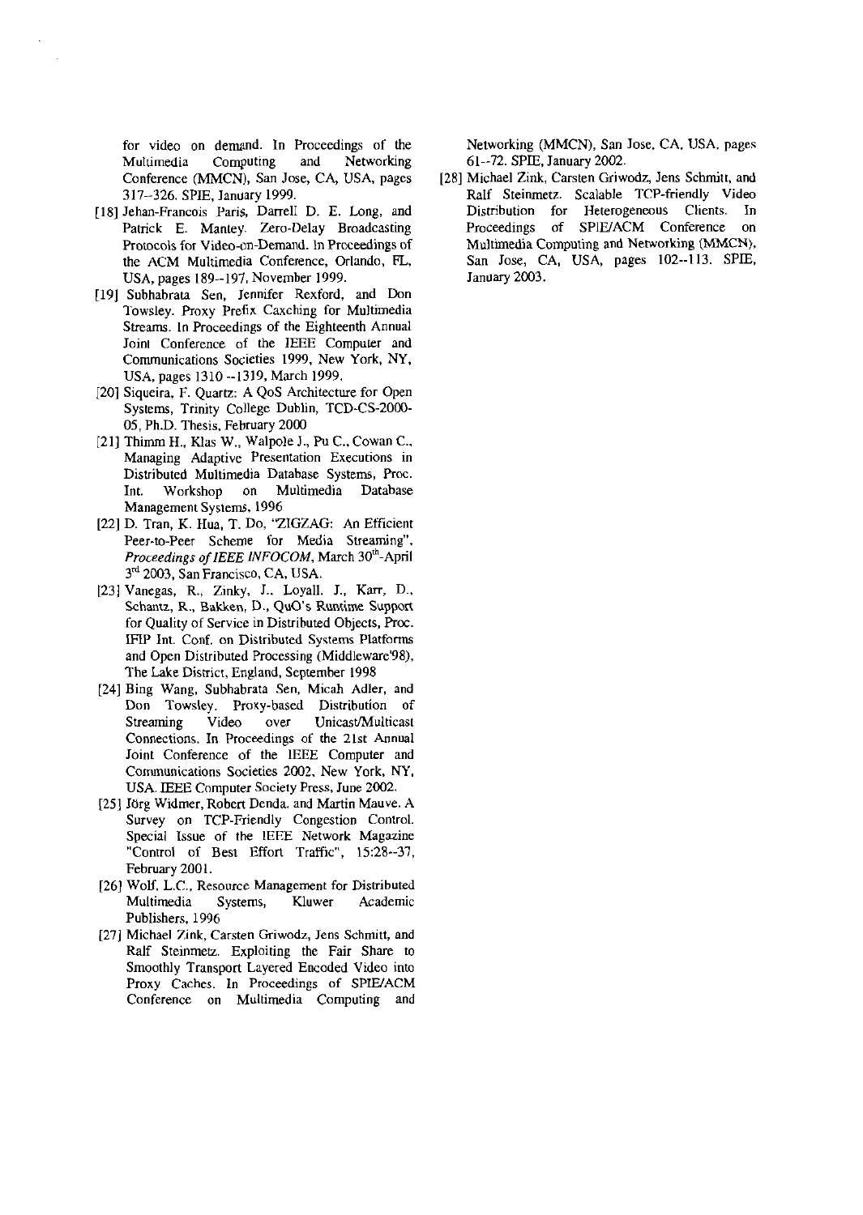for video on demand. In Proceedings of the Multimedia Computing and Networking Conference (MMCN), San Jose, CA, USA, pages 317--326. SPIE, January 1999.

[18] Jehan-Francois Paris, Darrell D. E. Long, and Patrick E. Mantey. Zero-Delay Broadcasting Protocols for Video-on-Demand. In Proceedings of the ACM Multimedia Conference, Orlando, FL, USA, pages 189--197, November 1999.

[19] Subhabrata Sen, Jennifer Rexford, and Don Towsley. Proxy Prefix Caxching for Multimedia Streams. In Proceedings of the Eighteenth Annual Joint Conference of the IEEE Computer and Communications Societies 1999, New York, NY, USA, pages 1310 --1319, March 1999.

[20] Siqueira, F. Quartz: A QoS Architecture for Open Systems, Trinity College Dublin, TCD-CS-2000-05, Ph.D. Thesis, February 2000

[21] Thimm H., Klas W., Walpole J., Pu C., Cowan C., Managing Adaptive Presentation Executions in Distributed Multimedia Database Systems, Proc. Int. Workshop on Multimedia Database Management Systems, 1996

[22] D. Tran, K. Hua, T. Do, "ZIGZAG: An Efficient Peer-to-Peer Scheme for Media Streaming", *Proceedings of IEEE INFOCOM*, March 30[th]-April 3[rd] 2003, San Francisco, CA, USA.

[23] Vanegas, R., Zinky, J., Loyall. J., Karr, D., Schantz, R., Bakken, D., QuO's Runtime Support for Quality of Service in Distributed Objects, Proc. IFIP Int. Conf. on Distributed Systems Platforms and Open Distributed Processing (Middleware'98), The Lake District, England, September 1998

[24] Bing Wang, Subhabrata Sen, Micah Adler, and Don Towsley. Proxy-based Distribution of Streaming Video over Unicast/Multicast Connections. In Proceedings of the 21st Annual Joint Conference of the IEEE Computer and Communications Societies 2002, New York, NY, USA. IEEE Computer Society Press, June 2002.

[25] Jörg Widmer, Robert Denda. and Martin Mauve. A Survey on TCP-Friendly Congestion Control. Special Issue of the IEEE Network Magazine "Control of Best Effort Traffic", 15:28--37, February 2001.

[26] Wolf, L.C., Resource Management for Distributed Multimedia Systems, Kluwer Academic Publishers, 1996

[27] Michael Zink, Carsten Griwodz, Jens Schmitt, and Ralf Steinmetz. Exploiting the Fair Share to Smoothly Transport Layered Encoded Video into Proxy Caches. In Proceedings of SPIE/ACM Conference on Multimedia Computing and Networking (MMCN), San Jose, CA, USA, pages 61--72. SPIE, January 2002.

[28] Michael Zink, Carsten Griwodz, Jens Schmitt, and Ralf Steinmetz. Scalable TCP-friendly Video Distribution for Heterogeneous Clients. In Proceedings of SPIE/ACM Conference on Multimedia Computing and Networking (MMCN), San Jose, CA, USA, pages 102--113. SPIE, January 2003.